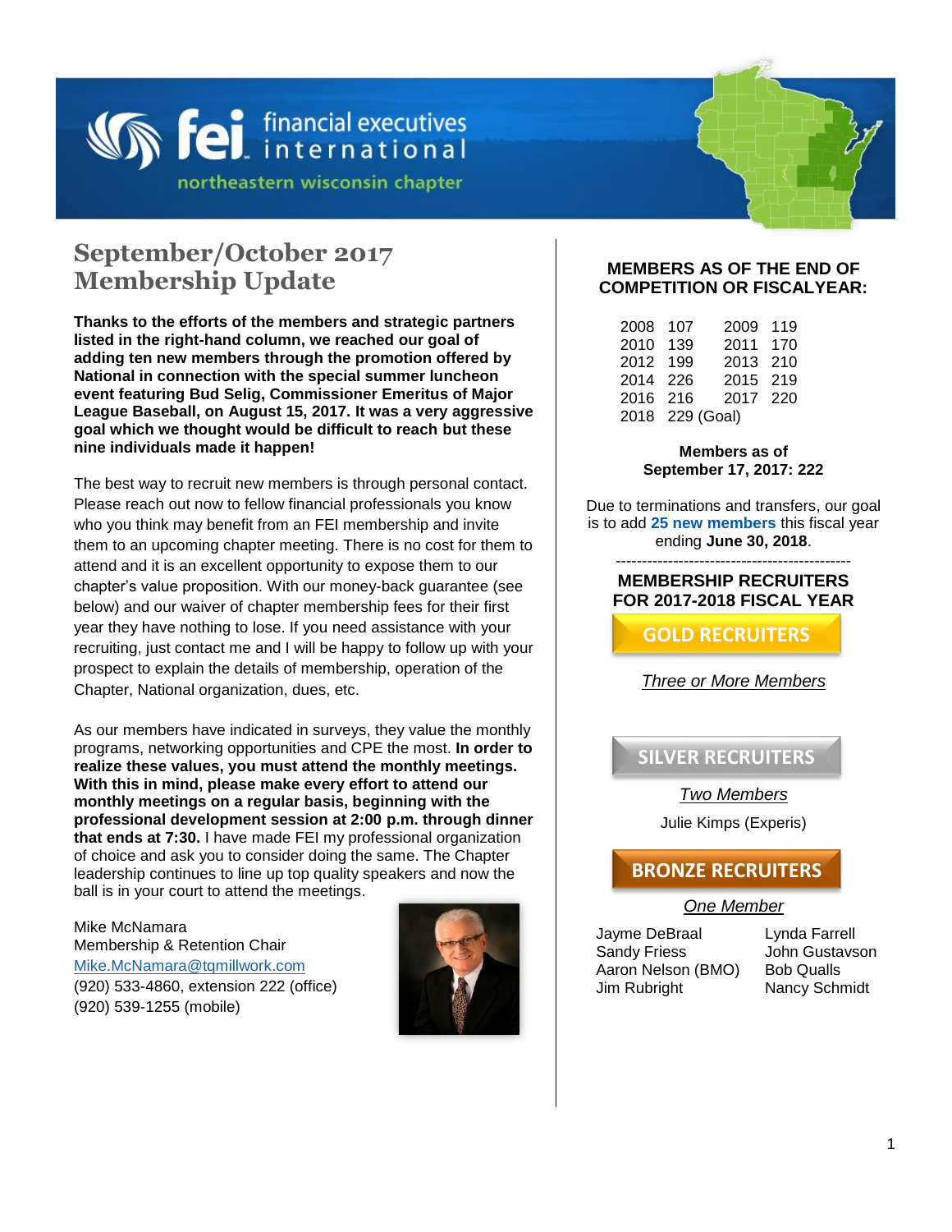financial executives international

northeastern wisconsin chapter

# September/October 2017 Membership Update

**Thanks to the efforts of the members and strategic partners listed in the right-hand column, we reached our goal of adding ten new members through the promotion offered by National in connection with the special summer luncheon event featuring Bud Selig, Commissioner Emeritus of Major League Baseball, on August 15, 2017. It was a very aggressive goal which we thought would be difficult to reach but these nine individuals made it happen!**

The best way to recruit new members is through personal contact. Please reach out now to fellow financial professionals you know who you think may benefit from an FEI membership and invite them to an upcoming chapter meeting. There is no cost for them to attend and it is an excellent opportunity to expose them to our chapter's value proposition. With our money-back guarantee (see below) and our waiver of chapter membership fees for their first year they have nothing to lose. If you need assistance with your recruiting, just contact me and I will be happy to follow up with your prospect to explain the details of membership, operation of the Chapter, National organization, dues, etc.

As our members have indicated in surveys, they value the monthly programs, networking opportunities and CPE the most. **In order to realize these values, you must attend the monthly meetings. With this in mind, please make every effort to attend our monthly meetings on a regular basis, beginning with the professional development session at 2:00 p.m. through dinner that ends at 7:30.** I have made FEI my professional organization of choice and ask you to consider doing the same. The Chapter leadership continues to line up top quality speakers and now the ball is in your court to attend the meetings.

Mike McNamara
Membership & Retention Chair
Mike.McNamara@tqmillwork.com
(920) 533-4860, extension 222 (office)
(920) 539-1255 (mobile)

## MEMBERS AS OF THE END OF COMPETITION OR FISCALYEAR:

| Year | Members | Year | Members |
|---|---|---|---|
| 2008 | 107 | 2009 | 119 |
| 2010 | 139 | 2011 | 170 |
| 2012 | 199 | 2013 | 210 |
| 2014 | 226 | 2015 | 219 |
| 2016 | 216 | 2017 | 220 |
| 2018 | 229 (Goal) | | |

**Members as of September 17, 2017: 222**

Due to terminations and transfers, our goal is to add **25 new members** this fiscal year ending **June 30, 2018**.

---

## MEMBERSHIP RECRUITERS FOR 2017-2018 FISCAL YEAR

### GOLD RECRUITERS

*Three or More Members*

### SILVER RECRUITERS

*Two Members*

Julie Kimps (Experis)

### BRONZE RECRUITERS

*One Member*

Jayme DeBraal
Sandy Friess
Aaron Nelson (BMO)
Jim Rubright
Lynda Farrell
John Gustavson
Bob Qualls
Nancy Schmidt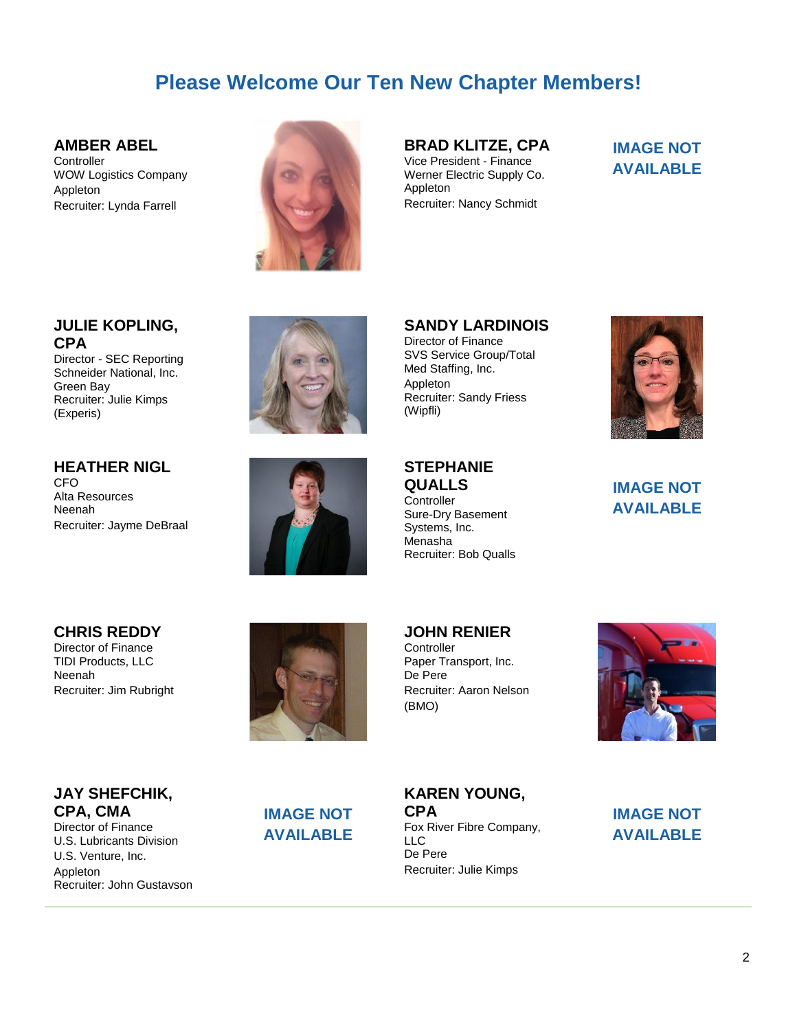# Please Welcome Our Ten New Chapter Members!

**AMBER ABEL**
Controller
WOW Logistics Company
Appleton
Recruiter: Lynda Farrell

**BRAD KLITZE, CPA**
Vice President - Finance
Werner Electric Supply Co.
Appleton
Recruiter: Nancy Schmidt

IMAGE NOT AVAILABLE

**JULIE KOPLING, CPA**
Director - SEC Reporting
Schneider National, Inc.
Green Bay
Recruiter: Julie Kimps (Experis)

**SANDY LARDINOIS**
Director of Finance
SVS Service Group/Total Med Staffing, Inc.
Appleton
Recruiter: Sandy Friess (Wipfli)

**HEATHER NIGL**
CFO
Alta Resources
Neenah
Recruiter: Jayme DeBraal

**STEPHANIE QUALLS**
Controller
Sure-Dry Basement Systems, Inc.
Menasha
Recruiter: Bob Qualls

IMAGE NOT AVAILABLE

**CHRIS REDDY**
Director of Finance
TIDI Products, LLC
Neenah
Recruiter: Jim Rubright

**JOHN RENIER**
Controller
Paper Transport, Inc.
De Pere
Recruiter: Aaron Nelson (BMO)

**JAY SHEFCHIK, CPA, CMA**
Director of Finance
U.S. Lubricants Division
U.S. Venture, Inc.
Appleton
Recruiter: John Gustavson

IMAGE NOT AVAILABLE

**KAREN YOUNG, CPA**
Fox River Fibre Company, LLC
De Pere
Recruiter: Julie Kimps

IMAGE NOT AVAILABLE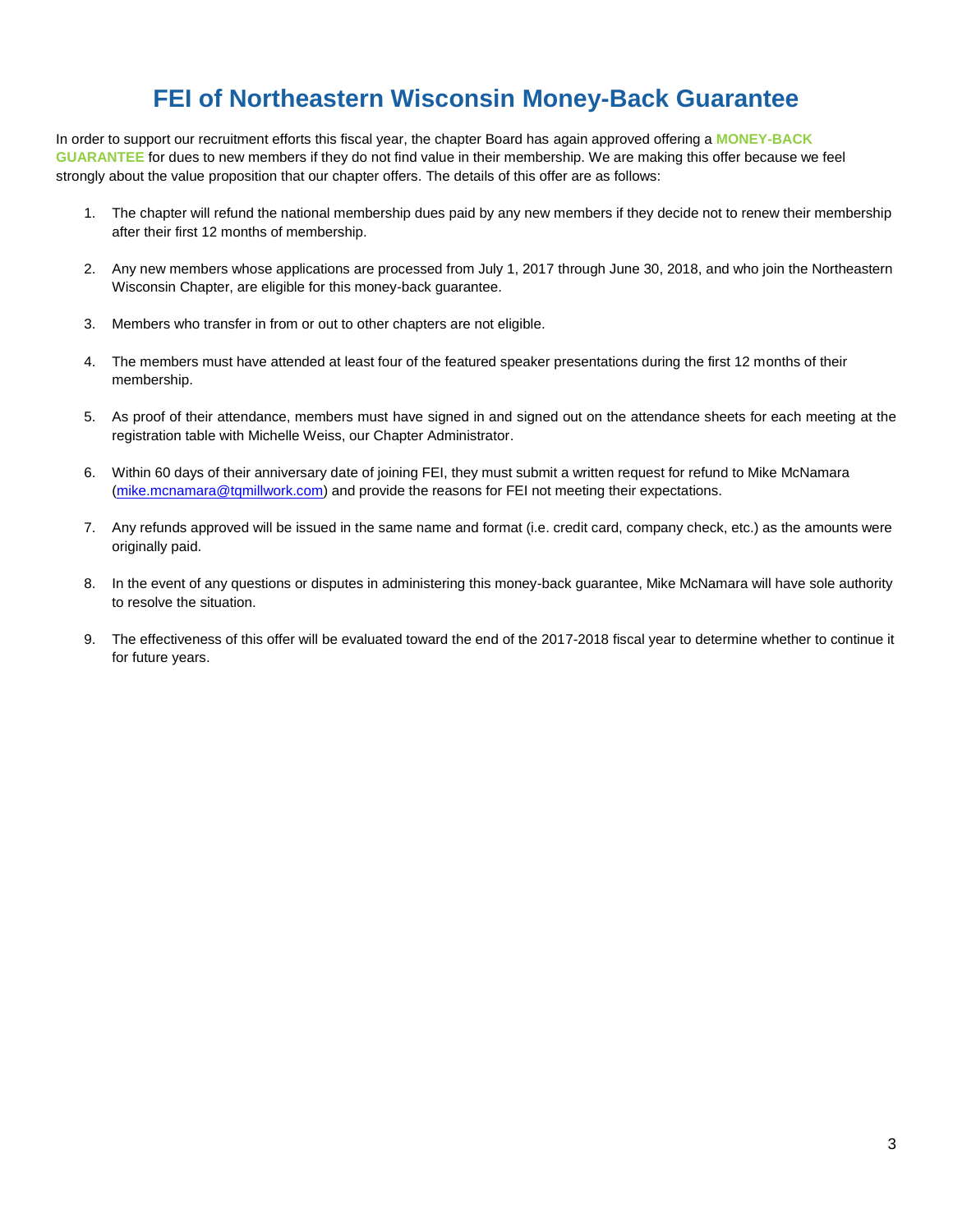# FEI of Northeastern Wisconsin Money-Back Guarantee

In order to support our recruitment efforts this fiscal year, the chapter Board has again approved offering a **MONEY-BACK GUARANTEE** for dues to new members if they do not find value in their membership. We are making this offer because we feel strongly about the value proposition that our chapter offers. The details of this offer are as follows:

1. The chapter will refund the national membership dues paid by any new members if they decide not to renew their membership after their first 12 months of membership.

2. Any new members whose applications are processed from July 1, 2017 through June 30, 2018, and who join the Northeastern Wisconsin Chapter, are eligible for this money-back guarantee.

3. Members who transfer in from or out to other chapters are not eligible.

4. The members must have attended at least four of the featured speaker presentations during the first 12 months of their membership.

5. As proof of their attendance, members must have signed in and signed out on the attendance sheets for each meeting at the registration table with Michelle Weiss, our Chapter Administrator.

6. Within 60 days of their anniversary date of joining FEI, they must submit a written request for refund to Mike McNamara (mike.mcnamara@tqmillwork.com) and provide the reasons for FEI not meeting their expectations.

7. Any refunds approved will be issued in the same name and format (i.e. credit card, company check, etc.) as the amounts were originally paid.

8. In the event of any questions or disputes in administering this money-back guarantee, Mike McNamara will have sole authority to resolve the situation.

9. The effectiveness of this offer will be evaluated toward the end of the 2017-2018 fiscal year to determine whether to continue it for future years.